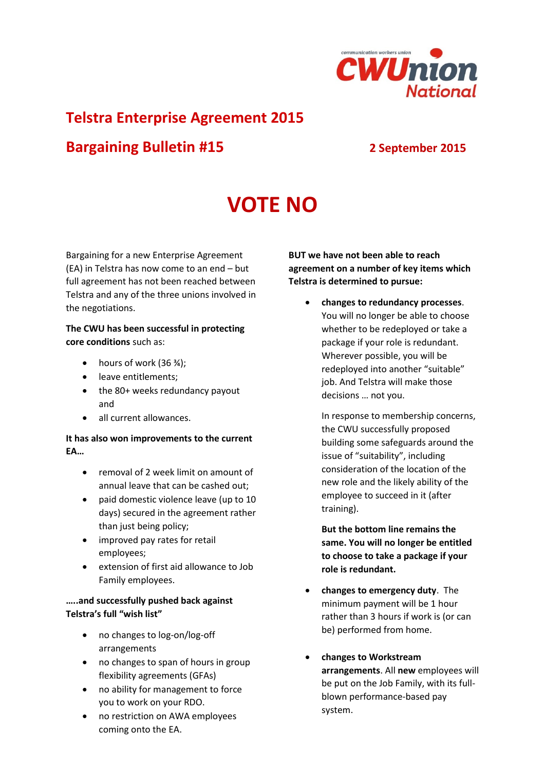communication workers union
CWUnion
National

# Telstra Enterprise Agreement 2015

## Bargaining Bulletin #15

**2 September 2015**

# VOTE NO

Bargaining for a new Enterprise Agreement (EA) in Telstra has now come to an end – but full agreement has not been reached between Telstra and any of the three unions involved in the negotiations.

**The CWU has been successful in protecting core conditions** such as:

- hours of work (36 ¾);
- leave entitlements;
- the 80+ weeks redundancy payout and
- all current allowances.

**It has also won improvements to the current EA…**

- removal of 2 week limit on amount of annual leave that can be cashed out;
- paid domestic violence leave (up to 10 days) secured in the agreement rather than just being policy;
- improved pay rates for retail employees;
- extension of first aid allowance to Job Family employees.

**…..and successfully pushed back against Telstra's full "wish list"**

- no changes to log-on/log-off arrangements
- no changes to span of hours in group flexibility agreements (GFAs)
- no ability for management to force you to work on your RDO.
- no restriction on AWA employees coming onto the EA.

**BUT we have not been able to reach agreement on a number of key items which Telstra is determined to pursue:**

- **changes to redundancy processes**. You will no longer be able to choose whether to be redeployed or take a package if your role is redundant. Wherever possible, you will be redeployed into another "suitable" job. And Telstra will make those decisions … not you.

  In response to membership concerns, the CWU successfully proposed building some safeguards around the issue of "suitability", including consideration of the location of the new role and the likely ability of the employee to succeed in it (after training).

  **But the bottom line remains the same. You will no longer be entitled to choose to take a package if your role is redundant.**

- **changes to emergency duty**. The minimum payment will be 1 hour rather than 3 hours if work is (or can be) performed from home.

- **changes to Workstream arrangements**. All **new** employees will be put on the Job Family, with its full-blown performance-based pay system.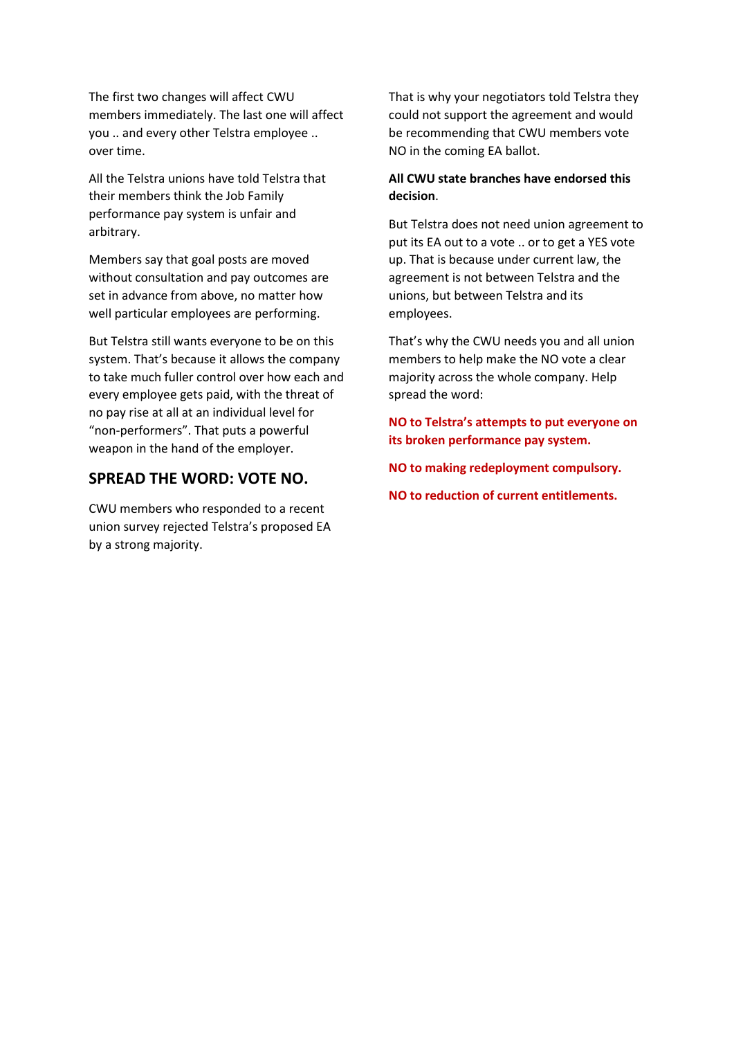The first two changes will affect CWU members immediately. The last one will affect you .. and every other Telstra employee .. over time.

All the Telstra unions have told Telstra that their members think the Job Family performance pay system is unfair and arbitrary.

Members say that goal posts are moved without consultation and pay outcomes are set in advance from above, no matter how well particular employees are performing.

But Telstra still wants everyone to be on this system. That's because it allows the company to take much fuller control over how each and every employee gets paid, with the threat of no pay rise at all at an individual level for "non-performers". That puts a powerful weapon in the hand of the employer.

## SPREAD THE WORD: VOTE NO.

CWU members who responded to a recent union survey rejected Telstra's proposed EA by a strong majority.

That is why your negotiators told Telstra they could not support the agreement and would be recommending that CWU members vote NO in the coming EA ballot.

**All CWU state branches have endorsed this decision**.

But Telstra does not need union agreement to put its EA out to a vote .. or to get a YES vote up. That is because under current law, the agreement is not between Telstra and the unions, but between Telstra and its employees.

That's why the CWU needs you and all union members to help make the NO vote a clear majority across the whole company. Help spread the word:

**NO to Telstra's attempts to put everyone on its broken performance pay system.**

**NO to making redeployment compulsory.**

**NO to reduction of current entitlements.**